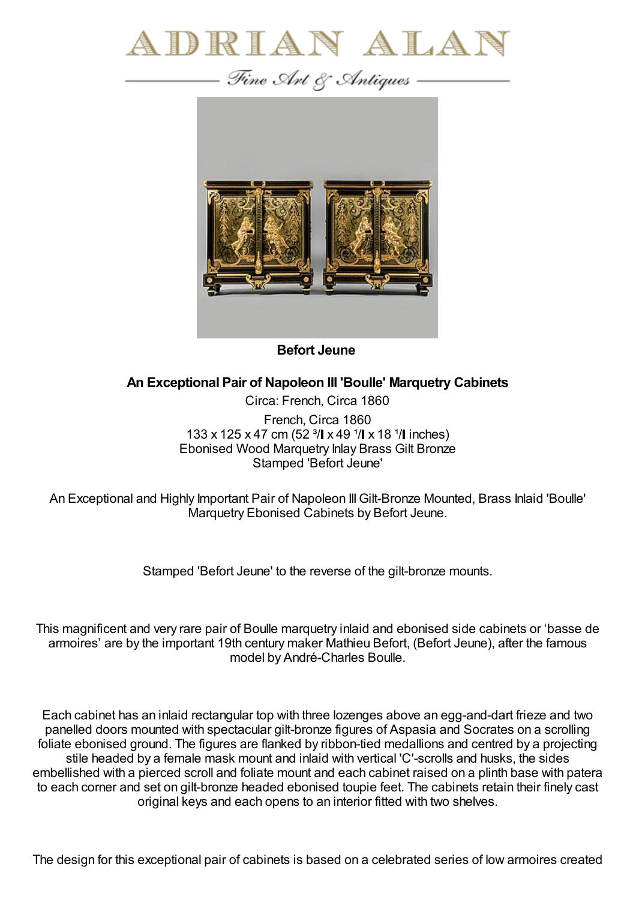# ADRIAN ALAN

*Fine Art & Antiques*

**Befort Jeune**

## An Exceptional Pair of Napoleon III 'Boulle' Marquetry Cabinets

Circa: French, Circa 1860

French, Circa 1860
133 x 125 x 47 cm (52 ³/▌x 49 ¹/▌x 18 ¹/▌inches)
Ebonised Wood Marquetry Inlay Brass Gilt Bronze
Stamped 'Befort Jeune'

An Exceptional and Highly Important Pair of Napoleon III Gilt-Bronze Mounted, Brass Inlaid 'Boulle' Marquetry Ebonised Cabinets by Befort Jeune.

Stamped 'Befort Jeune' to the reverse of the gilt-bronze mounts.

This magnificent and very rare pair of Boulle marquetry inlaid and ebonised side cabinets or 'basse de armoires' are by the important 19th century maker Mathieu Befort, (Befort Jeune), after the famous model by André-Charles Boulle.

Each cabinet has an inlaid rectangular top with three lozenges above an egg-and-dart frieze and two panelled doors mounted with spectacular gilt-bronze figures of Aspasia and Socrates on a scrolling foliate ebonised ground. The figures are flanked by ribbon-tied medallions and centred by a projecting stile headed by a female mask mount and inlaid with vertical 'C'-scrolls and husks, the sides embellished with a pierced scroll and foliate mount and each cabinet raised on a plinth base with patera to each corner and set on gilt-bronze headed ebonised toupie feet. The cabinets retain their finely cast original keys and each opens to an interior fitted with two shelves.

The design for this exceptional pair of cabinets is based on a celebrated series of low armoires created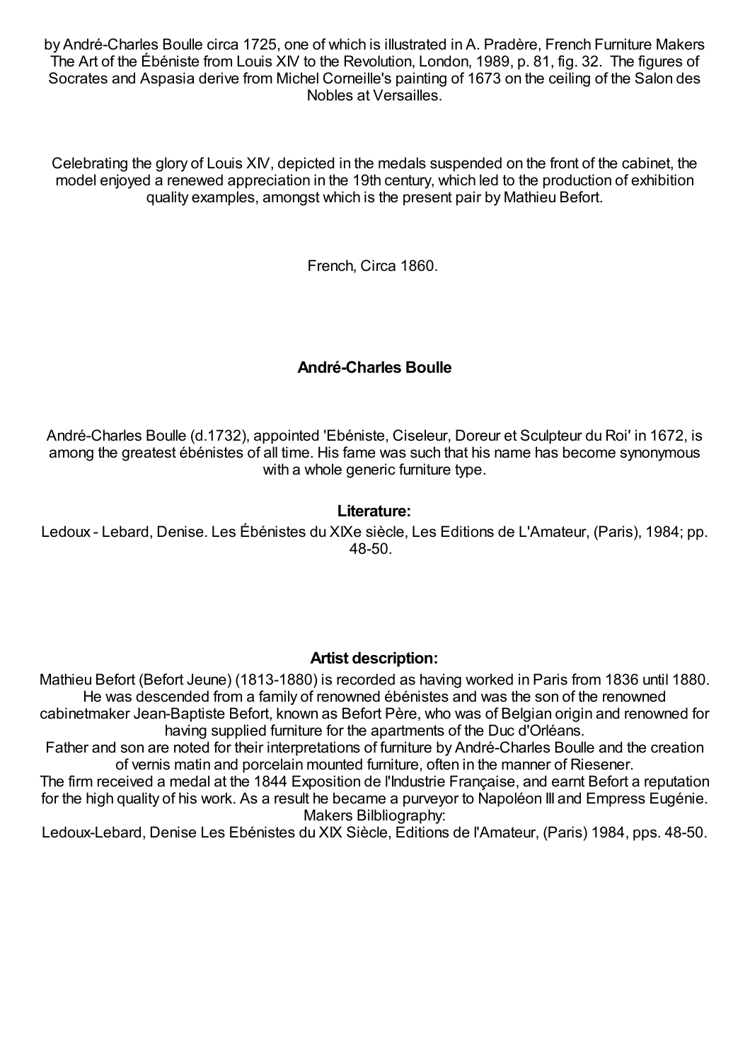by André-Charles Boulle circa 1725, one of which is illustrated in A. Pradère, French Furniture Makers The Art of the Ébéniste from Louis XIV to the Revolution, London, 1989, p. 81, fig. 32. The figures of Socrates and Aspasia derive from Michel Corneille's painting of 1673 on the ceiling of the Salon des Nobles at Versailles.

Celebrating the glory of Louis XIV, depicted in the medals suspended on the front of the cabinet, the model enjoyed a renewed appreciation in the 19th century, which led to the production of exhibition quality examples, amongst which is the present pair by Mathieu Befort.

French, Circa 1860.

**André-Charles Boulle**

André-Charles Boulle (d.1732), appointed 'Ebéniste, Ciseleur, Doreur et Sculpteur du Roi' in 1672, is among the greatest ébénistes of all time. His fame was such that his name has become synonymous with a whole generic furniture type.

**Literature:**

Ledoux - Lebard, Denise. Les Ébénistes du XIXe siècle, Les Editions de L'Amateur, (Paris), 1984; pp. 48-50.

**Artist description:**

Mathieu Befort (Befort Jeune) (1813-1880) is recorded as having worked in Paris from 1836 until 1880. He was descended from a family of renowned ébénistes and was the son of the renowned cabinetmaker Jean-Baptiste Befort, known as Befort Père, who was of Belgian origin and renowned for having supplied furniture for the apartments of the Duc d'Orléans.

Father and son are noted for their interpretations of furniture by André-Charles Boulle and the creation of vernis matin and porcelain mounted furniture, often in the manner of Riesener.

The firm received a medal at the 1844 Exposition de l'Industrie Française, and earnt Befort a reputation for the high quality of his work. As a result he became a purveyor to Napoléon III and Empress Eugénie.

Makers Bilbliography:

Ledoux-Lebard, Denise Les Ebénistes du XIX Siècle, Editions de l'Amateur, (Paris) 1984, pps. 48-50.